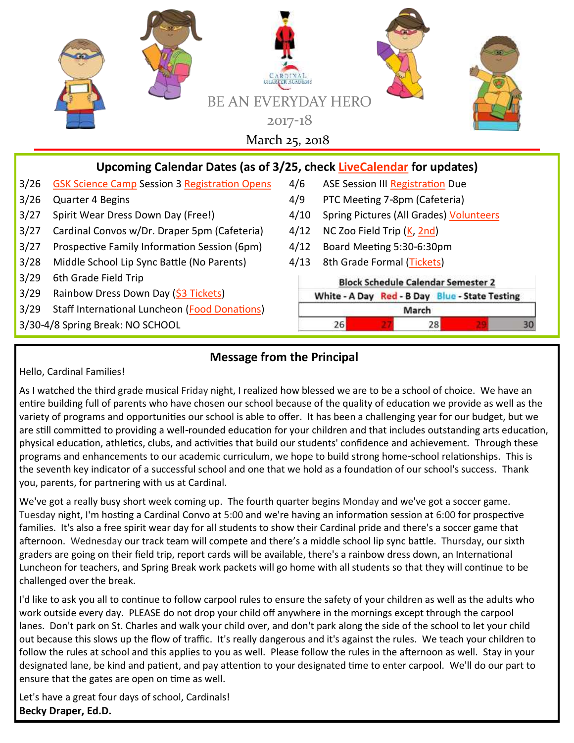# BE AN EVERYDAY HERO

2017-18

March 25, 2018

## Upcoming Calendar Dates (as of 3/25, check LiveCalendar for updates)

3/26 GSK Science Camp Session 3 Registration Opens
3/26 Quarter 4 Begins
3/27 Spirit Wear Dress Down Day (Free!)
3/27 Cardinal Convos w/Dr. Draper 5pm (Cafeteria)
3/27 Prospective Family Information Session (6pm)
3/28 Middle School Lip Sync Battle (No Parents)
3/29 6th Grade Field Trip
3/29 Rainbow Dress Down Day ($3 Tickets)
3/29 Staff International Luncheon (Food Donations)
3/30-4/8 Spring Break: NO SCHOOL
4/6 ASE Session III Registration Due
4/9 PTC Meeting 7-8pm (Cafeteria)
4/10 Spring Pictures (All Grades) Volunteers
4/12 NC Zoo Field Trip (K, 2nd)
4/12 Board Meeting 5:30-6:30pm
4/13 8th Grade Formal (Tickets)

**Block Schedule Calendar Semester 2**

White - A Day Red - B Day Blue - State Testing

| March | | | | |
|---|---|---|---|---|
| 26 | 27 | 28 | 29 | 30 |

## Message from the Principal

Hello, Cardinal Families!

As I watched the third grade musical Friday night, I realized how blessed we are to be a school of choice. We have an entire building full of parents who have chosen our school because of the quality of education we provide as well as the variety of programs and opportunities our school is able to offer. It has been a challenging year for our budget, but we are still committed to providing a well-rounded education for your children and that includes outstanding arts education, physical education, athletics, clubs, and activities that build our students' confidence and achievement. Through these programs and enhancements to our academic curriculum, we hope to build strong home-school relationships. This is the seventh key indicator of a successful school and one that we hold as a foundation of our school's success. Thank you, parents, for partnering with us at Cardinal.

We've got a really busy short week coming up. The fourth quarter begins Monday and we've got a soccer game. Tuesday night, I'm hosting a Cardinal Convo at 5:00 and we're having an information session at 6:00 for prospective families. It's also a free spirit wear day for all students to show their Cardinal pride and there's a soccer game that afternoon. Wednesday our track team will compete and there's a middle school lip sync battle. Thursday, our sixth graders are going on their field trip, report cards will be available, there's a rainbow dress down, an International Luncheon for teachers, and Spring Break work packets will go home with all students so that they will continue to be challenged over the break.

I'd like to ask you all to continue to follow carpool rules to ensure the safety of your children as well as the adults who work outside every day. PLEASE do not drop your child off anywhere in the mornings except through the carpool lanes. Don't park on St. Charles and walk your child over, and don't park along the side of the school to let your child out because this slows up the flow of traffic. It's really dangerous and it's against the rules. We teach your children to follow the rules at school and this applies to you as well. Please follow the rules in the afternoon as well. Stay in your designated lane, be kind and patient, and pay attention to your designated time to enter carpool. We'll do our part to ensure that the gates are open on time as well.

Let's have a great four days of school, Cardinals!

**Becky Draper, Ed.D.**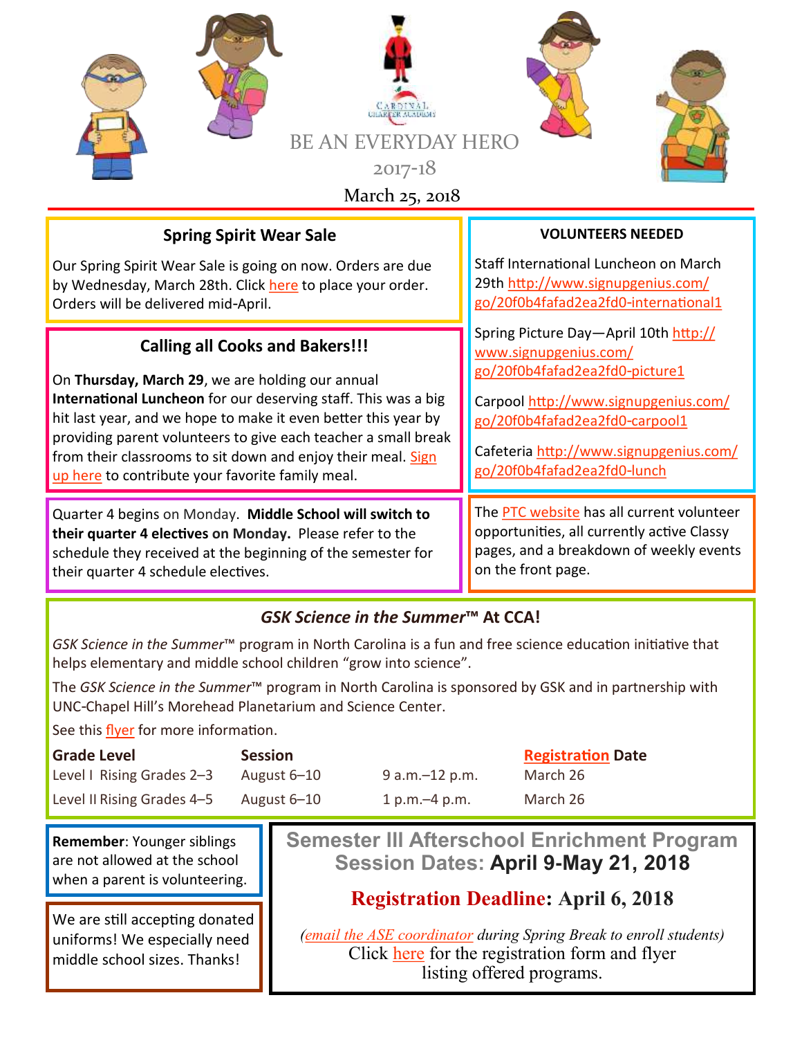CARDINAL CHARTER ACADEMY

# BE AN EVERYDAY HERO

2017-18

March 25, 2018

## Spring Spirit Wear Sale

Our Spring Spirit Wear Sale is going on now. Orders are due by Wednesday, March 28th. Click here to place your order. Orders will be delivered mid-April.

## Calling all Cooks and Bakers!!!

On **Thursday, March 29**, we are holding our annual **International Luncheon** for our deserving staff. This was a big hit last year, and we hope to make it even better this year by providing parent volunteers to give each teacher a small break from their classrooms to sit down and enjoy their meal. Sign up here to contribute your favorite family meal.

Quarter 4 begins on Monday. **Middle School will switch to their quarter 4 electives on Monday.** Please refer to the schedule they received at the beginning of the semester for their quarter 4 schedule electives.

## VOLUNTEERS NEEDED

Staff International Luncheon on March 29th http://www.signupgenius.com/go/20f0b4fafad2ea2fd0-international1

Spring Picture Day—April 10th http://www.signupgenius.com/go/20f0b4fafad2ea2fd0-picture1

Carpool http://www.signupgenius.com/go/20f0b4fafad2ea2fd0-carpool1

Cafeteria http://www.signupgenius.com/go/20f0b4fafad2ea2fd0-lunch

The PTC website has all current volunteer opportunities, all currently active Classy pages, and a breakdown of weekly events on the front page.

## *GSK Science in the Summer*™ At CCA!

*GSK Science in the Summer*™ program in North Carolina is a fun and free science education initiative that helps elementary and middle school children "grow into science".

The *GSK Science in the Summer*™ program in North Carolina is sponsored by GSK and in partnership with UNC-Chapel Hill's Morehead Planetarium and Science Center.

See this flyer for more information.

| Grade Level | Session | | Registration Date |
|---|---|---|---|
| Level I Rising Grades 2–3 | August 6–10 | 9 a.m.–12 p.m. | March 26 |
| Level II Rising Grades 4–5 | August 6–10 | 1 p.m.–4 p.m. | March 26 |

**Remember**: Younger siblings are not allowed at the school when a parent is volunteering.

We are still accepting donated uniforms! We especially need middle school sizes. Thanks!

## Semester III Afterschool Enrichment Program Session Dates: April 9-May 21, 2018

**Registration Deadline: April 6, 2018**

*(email the ASE coordinator during Spring Break to enroll students)*

Click here for the registration form and flyer listing offered programs.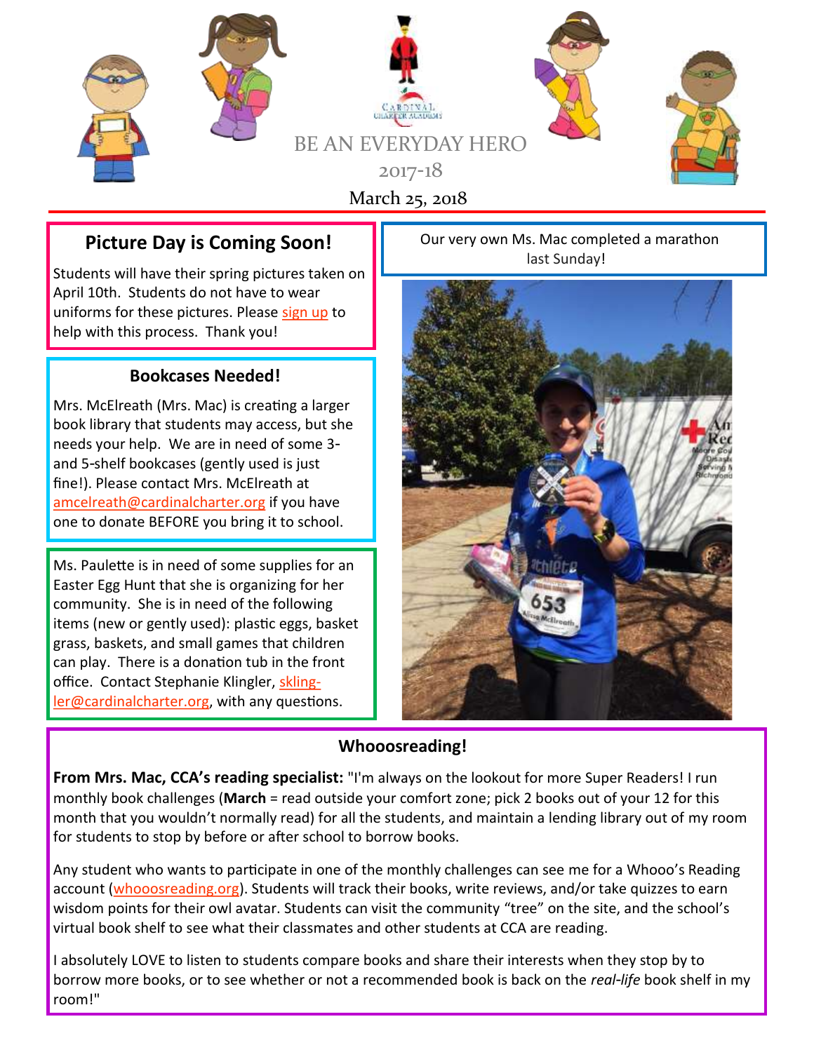BE AN EVERYDAY HERO

2017-18

March 25, 2018

## Picture Day is Coming Soon!

Students will have their spring pictures taken on April 10th. Students do not have to wear uniforms for these pictures. Please sign up to help with this process. Thank you!

## Bookcases Needed!

Mrs. McElreath (Mrs. Mac) is creating a larger book library that students may access, but she needs your help. We are in need of some 3- and 5-shelf bookcases (gently used is just fine!). Please contact Mrs. McElreath at amcelreath@cardinalcharter.org if you have one to donate BEFORE you bring it to school.

Ms. Paulette is in need of some supplies for an Easter Egg Hunt that she is organizing for her community. She is in need of the following items (new or gently used): plastic eggs, basket grass, baskets, and small games that children can play. There is a donation tub in the front office. Contact Stephanie Klingler, sklingler@cardinalcharter.org, with any questions.

Our very own Ms. Mac completed a marathon last Sunday!

## Whooosreading!

**From Mrs. Mac, CCA's reading specialist:** "I'm always on the lookout for more Super Readers! I run monthly book challenges (**March** = read outside your comfort zone; pick 2 books out of your 12 for this month that you wouldn't normally read) for all the students, and maintain a lending library out of my room for students to stop by before or after school to borrow books.

Any student who wants to participate in one of the monthly challenges can see me for a Whooo's Reading account (whooosreading.org). Students will track their books, write reviews, and/or take quizzes to earn wisdom points for their owl avatar. Students can visit the community "tree" on the site, and the school's virtual book shelf to see what their classmates and other students at CCA are reading.

I absolutely LOVE to listen to students compare books and share their interests when they stop by to borrow more books, or to see whether or not a recommended book is back on the *real-life* book shelf in my room!"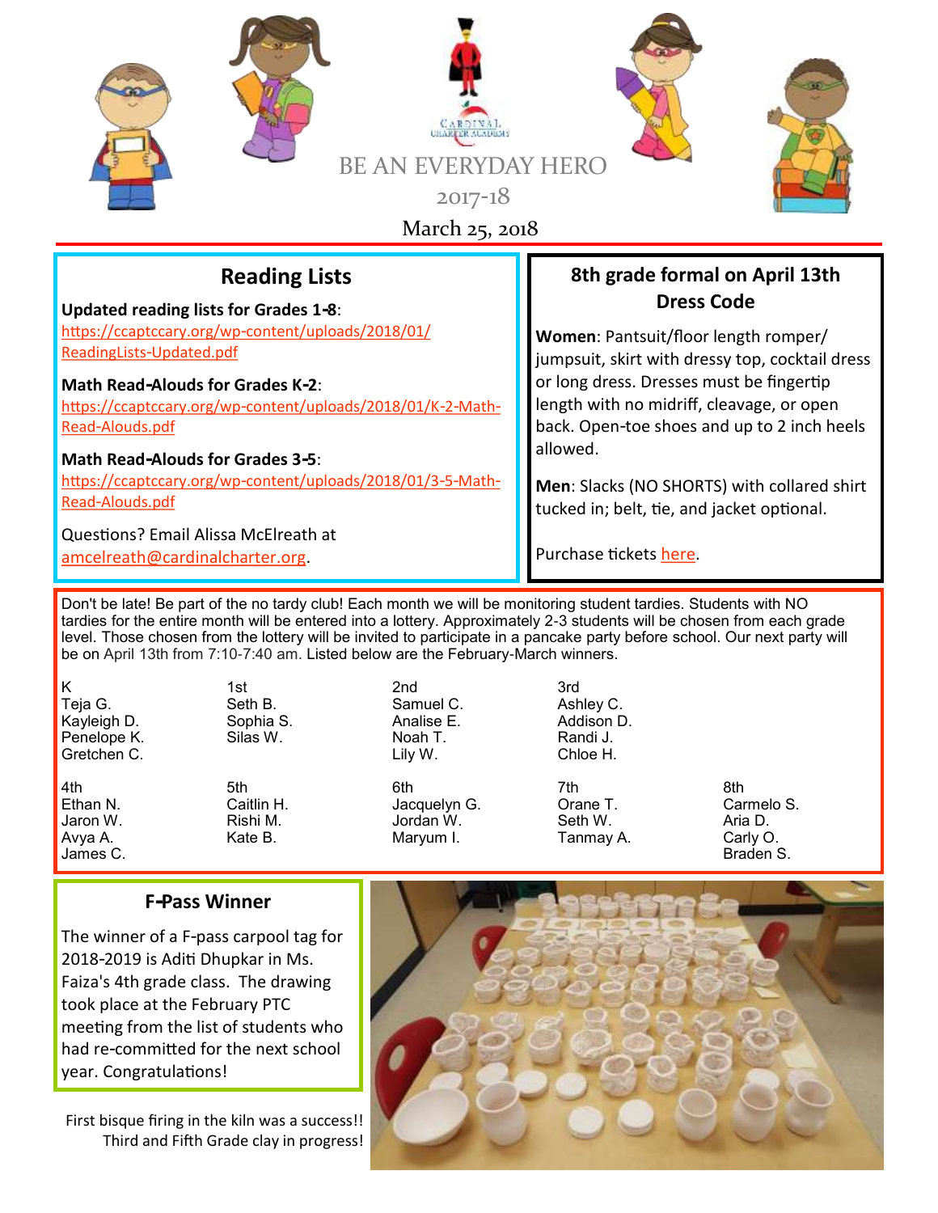BE AN EVERYDAY HERO

2017-18

March 25, 2018

## Reading Lists

**Updated reading lists for Grades 1-8**: https://ccaptccary.org/wp-content/uploads/2018/01/ReadingLists-Updated.pdf

**Math Read-Alouds for Grades K-2**: https://ccaptccary.org/wp-content/uploads/2018/01/K-2-Math-Read-Alouds.pdf

**Math Read-Alouds for Grades 3-5**: https://ccaptccary.org/wp-content/uploads/2018/01/3-5-Math-Read-Alouds.pdf

Questions? Email Alissa McElreath at amcelreath@cardinalcharter.org.

## 8th grade formal on April 13th Dress Code

**Women**: Pantsuit/floor length romper/jumpsuit, skirt with dressy top, cocktail dress or long dress. Dresses must be fingertip length with no midriff, cleavage, or open back. Open-toe shoes and up to 2 inch heels allowed.

**Men**: Slacks (NO SHORTS) with collared shirt tucked in; belt, tie, and jacket optional.

Purchase tickets here.

Don't be late! Be part of the no tardy club! Each month we will be monitoring student tardies. Students with NO tardies for the entire month will be entered into a lottery. Approximately 2-3 students will be chosen from each grade level. Those chosen from the lottery will be invited to participate in a pancake party before school. Our next party will be on April 13th from 7:10-7:40 am. Listed below are the February-March winners.

| K | 1st | 2nd | 3rd | |
|---|---|---|---|---|
| Teja G. | Seth B. | Samuel C. | Ashley C. | |
| Kayleigh D. | Sophia S. | Analise E. | Addison D. | |
| Penelope K. | Silas W. | Noah T. | Randi J. | |
| Gretchen C. | | Lily W. | Chloe H. | |
| **4th** | **5th** | **6th** | **7th** | **8th** |
| Ethan N. | Caitlin H. | Jacquelyn G. | Orane T. | Carmelo S. |
| Jaron W. | Rishi M. | Jordan W. | Seth W. | Aria D. |
| Avya A. | Kate B. | Maryum I. | Tanmay A. | Carly O. |
| James C. | | | | Braden S. |

## F-Pass Winner

The winner of a F-pass carpool tag for 2018-2019 is Aditi Dhupkar in Ms. Faiza's 4th grade class. The drawing took place at the February PTC meeting from the list of students who had re-committed for the next school year. Congratulations!

First bisque firing in the kiln was a success!! Third and Fifth Grade clay in progress!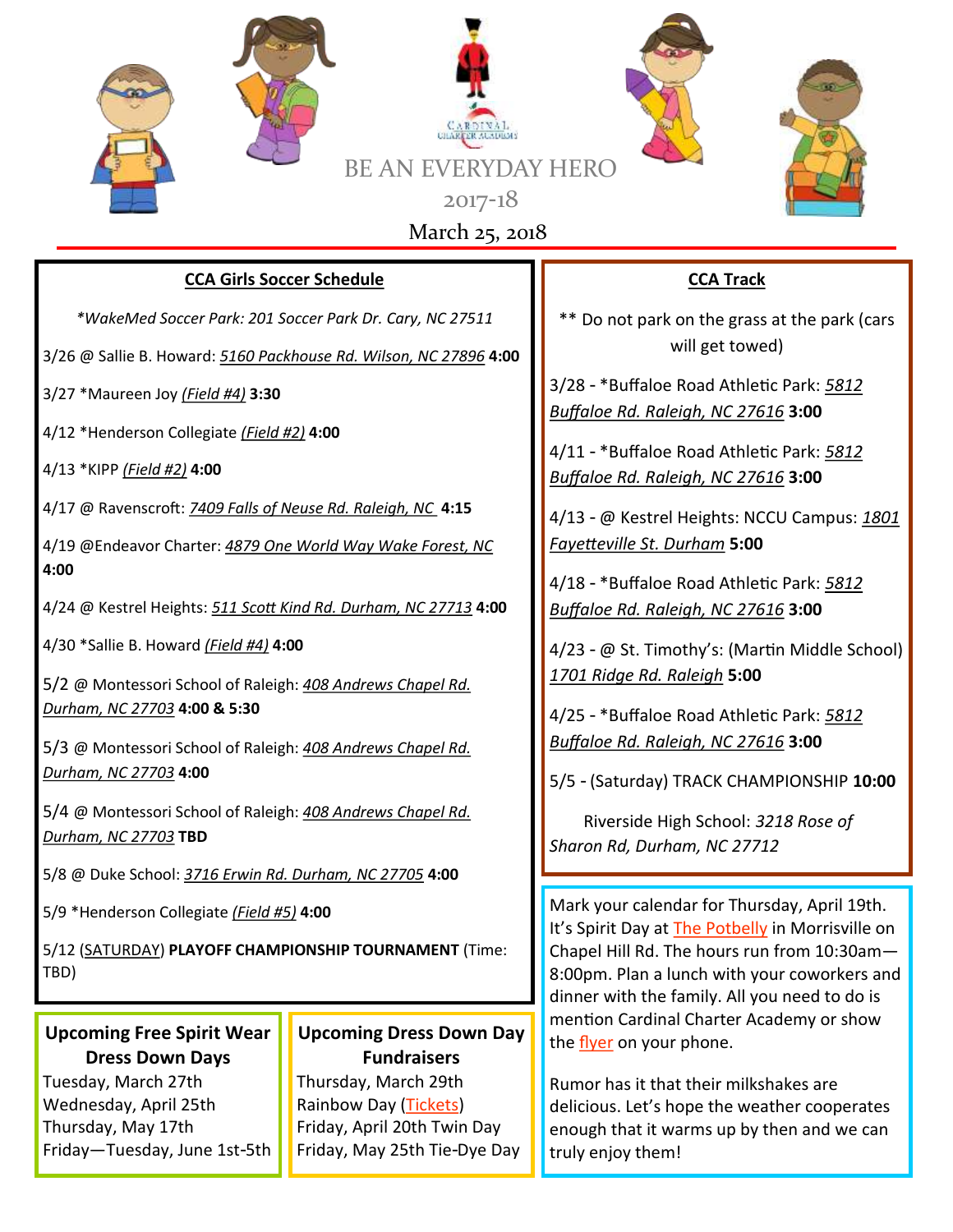# BE AN EVERYDAY HERO

2017-18

March 25, 2018

## CCA Girls Soccer Schedule

*\*WakeMed Soccer Park: 201 Soccer Park Dr. Cary, NC 27511*

3/26 @ Sallie B. Howard: *5160 Packhouse Rd. Wilson, NC 27896* **4:00**

3/27 \*Maureen Joy *(Field #4)* **3:30**

4/12 \*Henderson Collegiate *(Field #2)* **4:00**

4/13 \*KIPP *(Field #2)* **4:00**

4/17 @ Ravenscroft: *7409 Falls of Neuse Rd. Raleigh, NC* **4:15**

4/19 @Endeavor Charter: *4879 One World Way Wake Forest, NC* **4:00**

4/24 @ Kestrel Heights: *511 Scott Kind Rd. Durham, NC 27713* **4:00**

4/30 \*Sallie B. Howard *(Field #4)* **4:00**

5/2 @ Montessori School of Raleigh: *408 Andrews Chapel Rd. Durham, NC 27703* **4:00 & 5:30**

5/3 @ Montessori School of Raleigh: *408 Andrews Chapel Rd. Durham, NC 27703* **4:00**

5/4 @ Montessori School of Raleigh: *408 Andrews Chapel Rd. Durham, NC 27703* **TBD**

5/8 @ Duke School: *3716 Erwin Rd. Durham, NC 27705* **4:00**

5/9 \*Henderson Collegiate *(Field #5)* **4:00**

5/12 (SATURDAY) **PLAYOFF CHAMPIONSHIP TOURNAMENT** (Time: TBD)

## CCA Track

\*\* Do not park on the grass at the park (cars will get towed)

3/28 - \*Buffalo Road Athletic Park: *5812 Buffalo Rd. Raleigh, NC 27616* **3:00**

4/11 - \*Buffalo Road Athletic Park: *5812 Buffalo Rd. Raleigh, NC 27616* **3:00**

4/13 - @ Kestrel Heights: NCCU Campus: *1801 Fayetteville St. Durham* **5:00**

4/18 - \*Buffalo Road Athletic Park: *5812 Buffalo Rd. Raleigh, NC 27616* **3:00**

4/23 - @ St. Timothy's: (Martin Middle School) *1701 Ridge Rd. Raleigh* **5:00**

4/25 - \*Buffalo Road Athletic Park: *5812 Buffalo Rd. Raleigh, NC 27616* **3:00**

5/5 - (Saturday) TRACK CHAMPIONSHIP **10:00**

Riverside High School: *3218 Rose of Sharon Rd, Durham, NC 27712*

## Upcoming Free Spirit Wear Dress Down Days

Tuesday, March 27th
Wednesday, April 25th
Thursday, May 17th
Friday—Tuesday, June 1st-5th

## Upcoming Dress Down Day Fundraisers

Thursday, March 29th
Rainbow Day (Tickets)
Friday, April 20th Twin Day
Friday, May 25th Tie-Dye Day

Mark your calendar for Thursday, April 19th. It's Spirit Day at The Potbelly in Morrisville on Chapel Hill Rd. The hours run from 10:30am—8:00pm. Plan a lunch with your coworkers and dinner with the family. All you need to do is mention Cardinal Charter Academy or show the flyer on your phone.

Rumor has it that their milkshakes are delicious. Let's hope the weather cooperates enough that it warms up by then and we can truly enjoy them!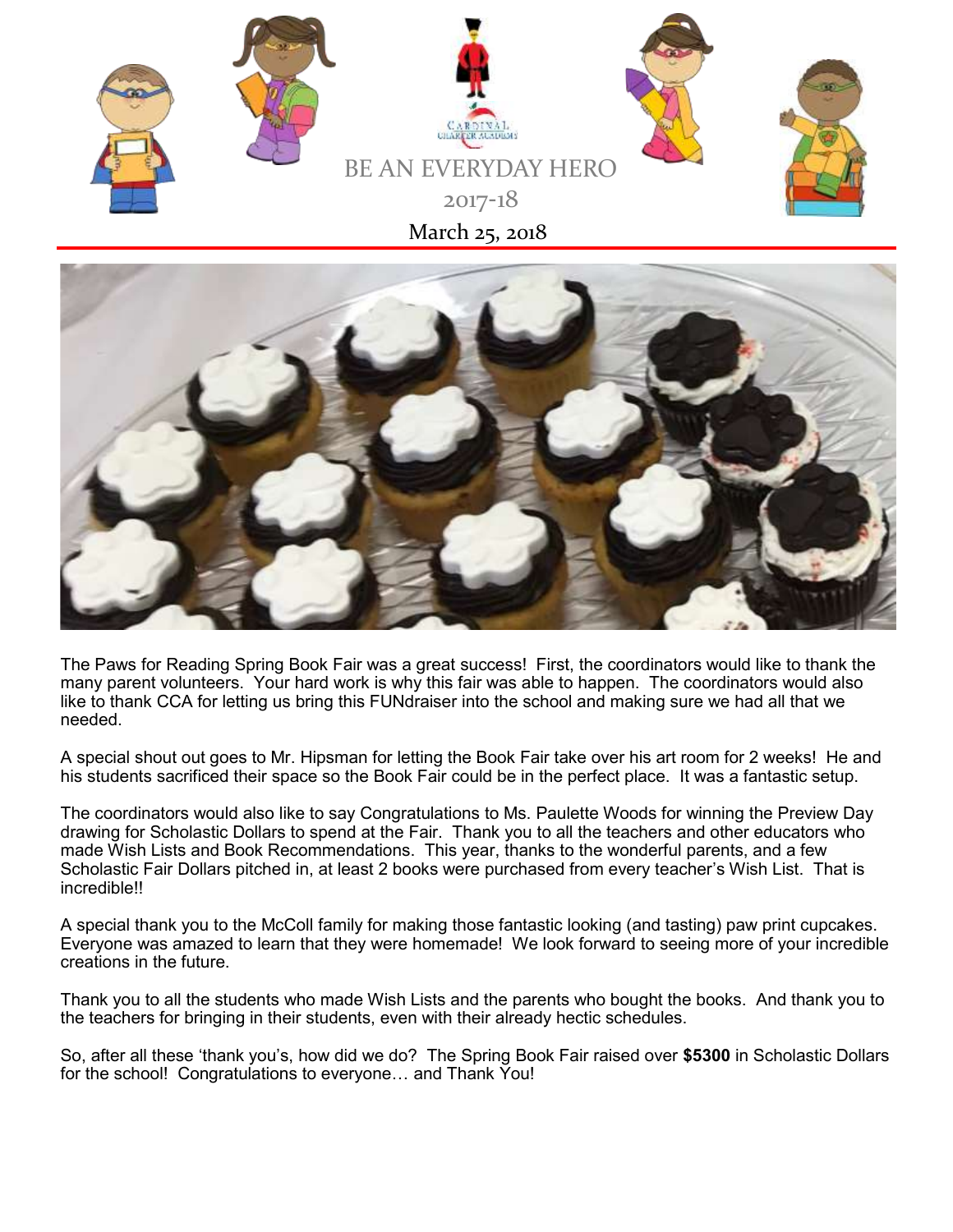# BE AN EVERYDAY HERO

2017-18

March 25, 2018

The Paws for Reading Spring Book Fair was a great success! First, the coordinators would like to thank the many parent volunteers. Your hard work is why this fair was able to happen. The coordinators would also like to thank CCA for letting us bring this FUNdraiser into the school and making sure we had all that we needed.

A special shout out goes to Mr. Hipsman for letting the Book Fair take over his art room for 2 weeks! He and his students sacrificed their space so the Book Fair could be in the perfect place. It was a fantastic setup.

The coordinators would also like to say Congratulations to Ms. Paulette Woods for winning the Preview Day drawing for Scholastic Dollars to spend at the Fair. Thank you to all the teachers and other educators who made Wish Lists and Book Recommendations. This year, thanks to the wonderful parents, and a few Scholastic Fair Dollars pitched in, at least 2 books were purchased from every teacher's Wish List. That is incredible!!

A special thank you to the McColl family for making those fantastic looking (and tasting) paw print cupcakes. Everyone was amazed to learn that they were homemade! We look forward to seeing more of your incredible creations in the future.

Thank you to all the students who made Wish Lists and the parents who bought the books. And thank you to the teachers for bringing in their students, even with their already hectic schedules.

So, after all these 'thank you's, how did we do? The Spring Book Fair raised over **$5300** in Scholastic Dollars for the school! Congratulations to everyone… and Thank You!